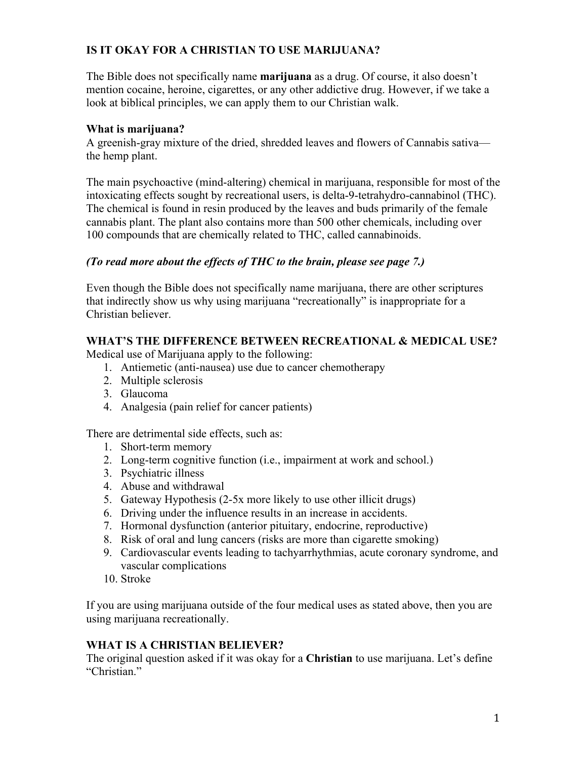# IS IT OKAY FOR A CHRISTIAN TO USE MARIJUANA?

The Bible does not specifically name **marijuana** as a drug. Of course, it also doesn't mention cocaine, heroine, cigarettes, or any other addictive drug. However, if we take a look at biblical principles, we can apply them to our Christian walk.

### What is marijuana?

A greenish-gray mixture of the dried, shredded leaves and flowers of Cannabis sativa—the hemp plant.

The main psychoactive (mind-altering) chemical in marijuana, responsible for most of the intoxicating effects sought by recreational users, is delta-9-tetrahydro-cannabinol (THC). The chemical is found in resin produced by the leaves and buds primarily of the female cannabis plant. The plant also contains more than 500 other chemicals, including over 100 compounds that are chemically related to THC, called cannabinoids.

***(To read more about the effects of THC to the brain, please see page 7.)***

Even though the Bible does not specifically name marijuana, there are other scriptures that indirectly show us why using marijuana "recreationally" is inappropriate for a Christian believer.

## WHAT'S THE DIFFERENCE BETWEEN RECREATIONAL & MEDICAL USE?

Medical use of Marijuana apply to the following:

1. Antiemetic (anti-nausea) use due to cancer chemotherapy
2. Multiple sclerosis
3. Glaucoma
4. Analgesia (pain relief for cancer patients)

There are detrimental side effects, such as:

1. Short-term memory
2. Long-term cognitive function (i.e., impairment at work and school.)
3. Psychiatric illness
4. Abuse and withdrawal
5. Gateway Hypothesis (2-5x more likely to use other illicit drugs)
6. Driving under the influence results in an increase in accidents.
7. Hormonal dysfunction (anterior pituitary, endocrine, reproductive)
8. Risk of oral and lung cancers (risks are more than cigarette smoking)
9. Cardiovascular events leading to tachyarrhythmias, acute coronary syndrome, and vascular complications
10. Stroke

If you are using marijuana outside of the four medical uses as stated above, then you are using marijuana recreationally.

## WHAT IS A CHRISTIAN BELIEVER?

The original question asked if it was okay for a **Christian** to use marijuana. Let's define "Christian."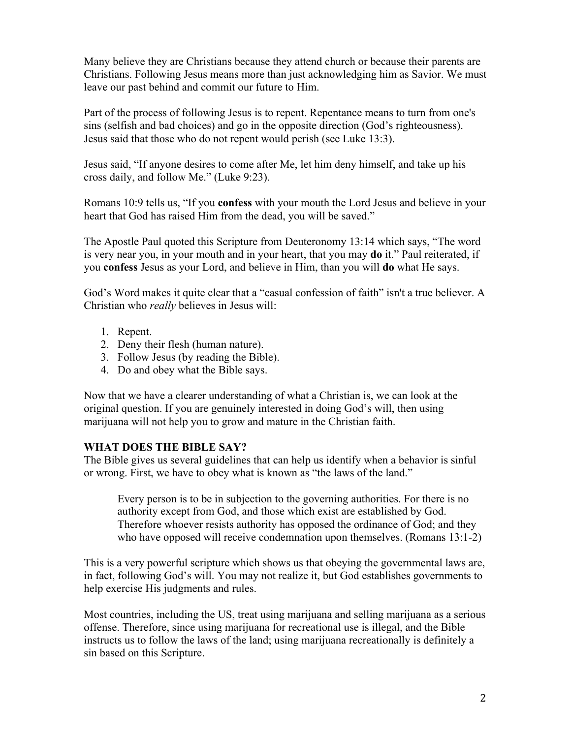Many believe they are Christians because they attend church or because their parents are Christians. Following Jesus means more than just acknowledging him as Savior. We must leave our past behind and commit our future to Him.

Part of the process of following Jesus is to repent. Repentance means to turn from one's sins (selfish and bad choices) and go in the opposite direction (God's righteousness). Jesus said that those who do not repent would perish (see Luke 13:3).

Jesus said, "If anyone desires to come after Me, let him deny himself, and take up his cross daily, and follow Me." (Luke 9:23).

Romans 10:9 tells us, "If you **confess** with your mouth the Lord Jesus and believe in your heart that God has raised Him from the dead, you will be saved."

The Apostle Paul quoted this Scripture from Deuteronomy 13:14 which says, "The word is very near you, in your mouth and in your heart, that you may **do** it." Paul reiterated, if you **confess** Jesus as your Lord, and believe in Him, than you will **do** what He says.

God's Word makes it quite clear that a "casual confession of faith" isn't a true believer. A Christian who *really* believes in Jesus will:

1. Repent.
2. Deny their flesh (human nature).
3. Follow Jesus (by reading the Bible).
4. Do and obey what the Bible says.

Now that we have a clearer understanding of what a Christian is, we can look at the original question. If you are genuinely interested in doing God's will, then using marijuana will not help you to grow and mature in the Christian faith.

**WHAT DOES THE BIBLE SAY?**

The Bible gives us several guidelines that can help us identify when a behavior is sinful or wrong. First, we have to obey what is known as "the laws of the land."

> Every person is to be in subjection to the governing authorities. For there is no authority except from God, and those which exist are established by God. Therefore whoever resists authority has opposed the ordinance of God; and they who have opposed will receive condemnation upon themselves. (Romans 13:1-2)

This is a very powerful scripture which shows us that obeying the governmental laws are, in fact, following God's will. You may not realize it, but God establishes governments to help exercise His judgments and rules.

Most countries, including the US, treat using marijuana and selling marijuana as a serious offense. Therefore, since using marijuana for recreational use is illegal, and the Bible instructs us to follow the laws of the land; using marijuana recreationally is definitely a sin based on this Scripture.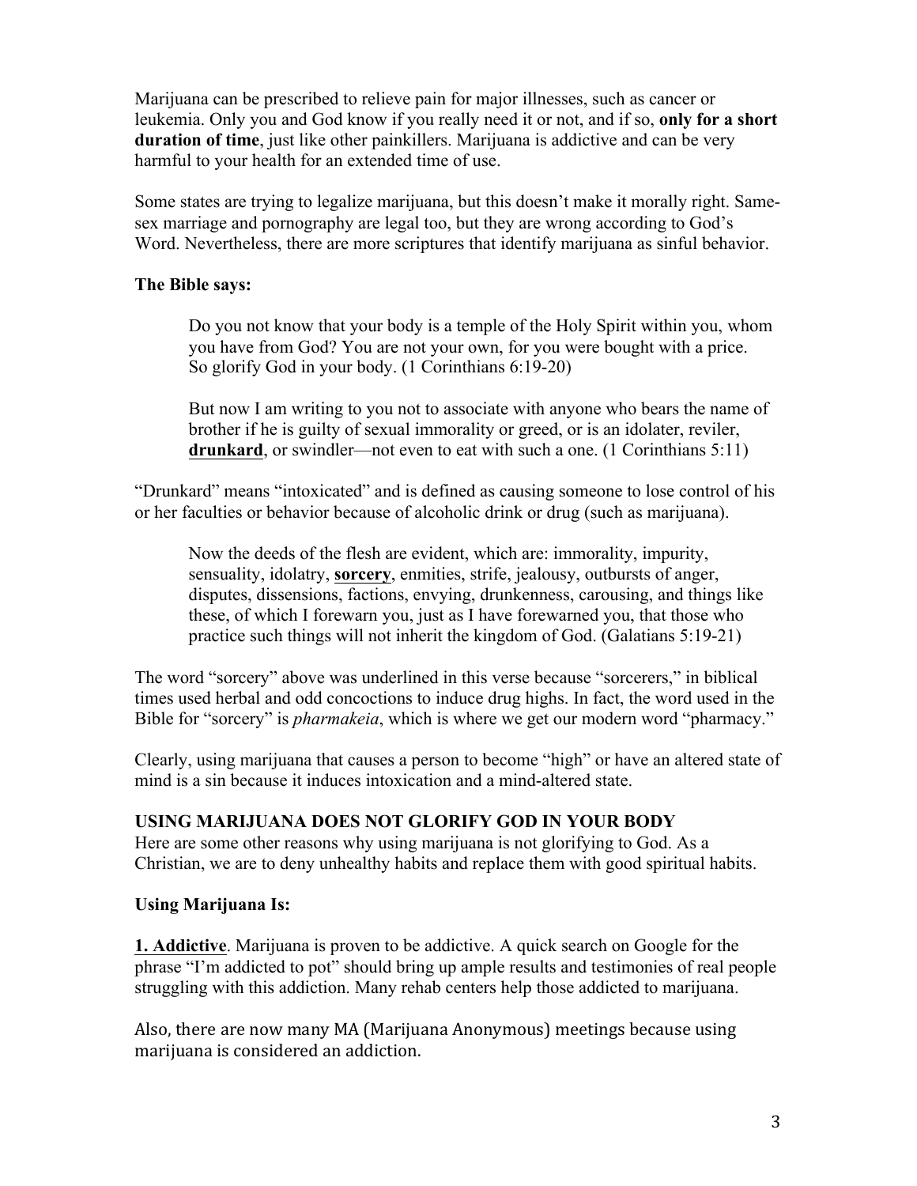Marijuana can be prescribed to relieve pain for major illnesses, such as cancer or leukemia. Only you and God know if you really need it or not, and if so, **only for a short duration of time**, just like other painkillers. Marijuana is addictive and can be very harmful to your health for an extended time of use.

Some states are trying to legalize marijuana, but this doesn't make it morally right. Same-sex marriage and pornography are legal too, but they are wrong according to God's Word. Nevertheless, there are more scriptures that identify marijuana as sinful behavior.

**The Bible says:**

> Do you not know that your body is a temple of the Holy Spirit within you, whom you have from God? You are not your own, for you were bought with a price. So glorify God in your body. (1 Corinthians 6:19-20)

> But now I am writing to you not to associate with anyone who bears the name of brother if he is guilty of sexual immorality or greed, or is an idolater, reviler, **drunkard**, or swindler—not even to eat with such a one. (1 Corinthians 5:11)

"Drunkard" means "intoxicated" and is defined as causing someone to lose control of his or her faculties or behavior because of alcoholic drink or drug (such as marijuana).

> Now the deeds of the flesh are evident, which are: immorality, impurity, sensuality, idolatry, **sorcery**, enmities, strife, jealousy, outbursts of anger, disputes, dissensions, factions, envying, drunkenness, carousing, and things like these, of which I forewarn you, just as I have forewarned you, that those who practice such things will not inherit the kingdom of God. (Galatians 5:19-21)

The word "sorcery" above was underlined in this verse because "sorcerers," in biblical times used herbal and odd concoctions to induce drug highs. In fact, the word used in the Bible for "sorcery" is *pharmakeia*, which is where we get our modern word "pharmacy."

Clearly, using marijuana that causes a person to become "high" or have an altered state of mind is a sin because it induces intoxication and a mind-altered state.

**USING MARIJUANA DOES NOT GLORIFY GOD IN YOUR BODY**

Here are some other reasons why using marijuana is not glorifying to God. As a Christian, we are to deny unhealthy habits and replace them with good spiritual habits.

**Using Marijuana Is:**

**1. Addictive**. Marijuana is proven to be addictive. A quick search on Google for the phrase "I'm addicted to pot" should bring up ample results and testimonies of real people struggling with this addiction. Many rehab centers help those addicted to marijuana.

Also, there are now many MA (Marijuana Anonymous) meetings because using marijuana is considered an addiction.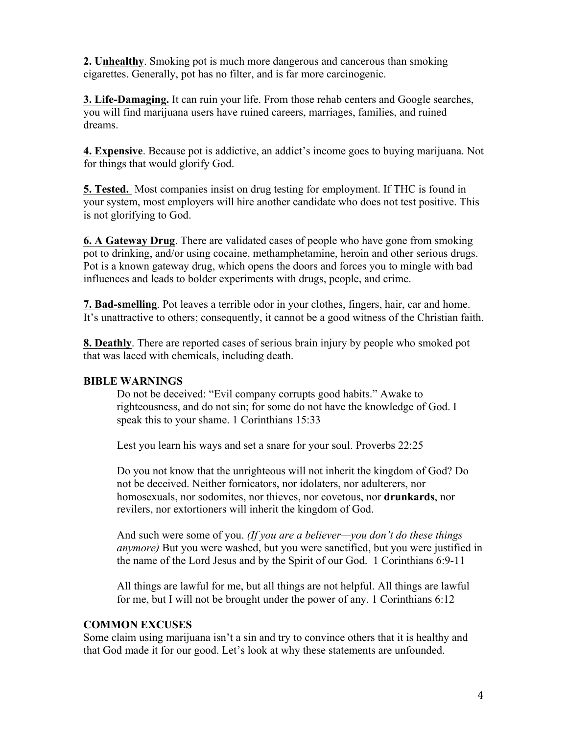**2. Unhealthy**. Smoking pot is much more dangerous and cancerous than smoking cigarettes. Generally, pot has no filter, and is far more carcinogenic.

**3. Life-Damaging.** It can ruin your life. From those rehab centers and Google searches, you will find marijuana users have ruined careers, marriages, families, and ruined dreams.

**4. Expensive**. Because pot is addictive, an addict's income goes to buying marijuana. Not for things that would glorify God.

**5. Tested.** Most companies insist on drug testing for employment. If THC is found in your system, most employers will hire another candidate who does not test positive. This is not glorifying to God.

**6. A Gateway Drug**. There are validated cases of people who have gone from smoking pot to drinking, and/or using cocaine, methamphetamine, heroin and other serious drugs. Pot is a known gateway drug, which opens the doors and forces you to mingle with bad influences and leads to bolder experiments with drugs, people, and crime.

**7. Bad-smelling**. Pot leaves a terrible odor in your clothes, fingers, hair, car and home. It's unattractive to others; consequently, it cannot be a good witness of the Christian faith.

**8. Deathly**. There are reported cases of serious brain injury by people who smoked pot that was laced with chemicals, including death.

### BIBLE WARNINGS

> Do not be deceived: "Evil company corrupts good habits." Awake to righteousness, and do not sin; for some do not have the knowledge of God. I speak this to your shame. 1 Corinthians 15:33
>
> Lest you learn his ways and set a snare for your soul. Proverbs 22:25
>
> Do you not know that the unrighteous will not inherit the kingdom of God? Do not be deceived. Neither fornicators, nor idolaters, nor adulterers, nor homosexuals, nor sodomites, nor thieves, nor covetous, nor **drunkards**, nor revilers, nor extortioners will inherit the kingdom of God.
>
> And such were some of you. *(If you are a believer—you don't do these things anymore)* But you were washed, but you were sanctified, but you were justified in the name of the Lord Jesus and by the Spirit of our God. 1 Corinthians 6:9-11
>
> All things are lawful for me, but all things are not helpful. All things are lawful for me, but I will not be brought under the power of any. 1 Corinthians 6:12

### COMMON EXCUSES

Some claim using marijuana isn't a sin and try to convince others that it is healthy and that God made it for our good. Let's look at why these statements are unfounded.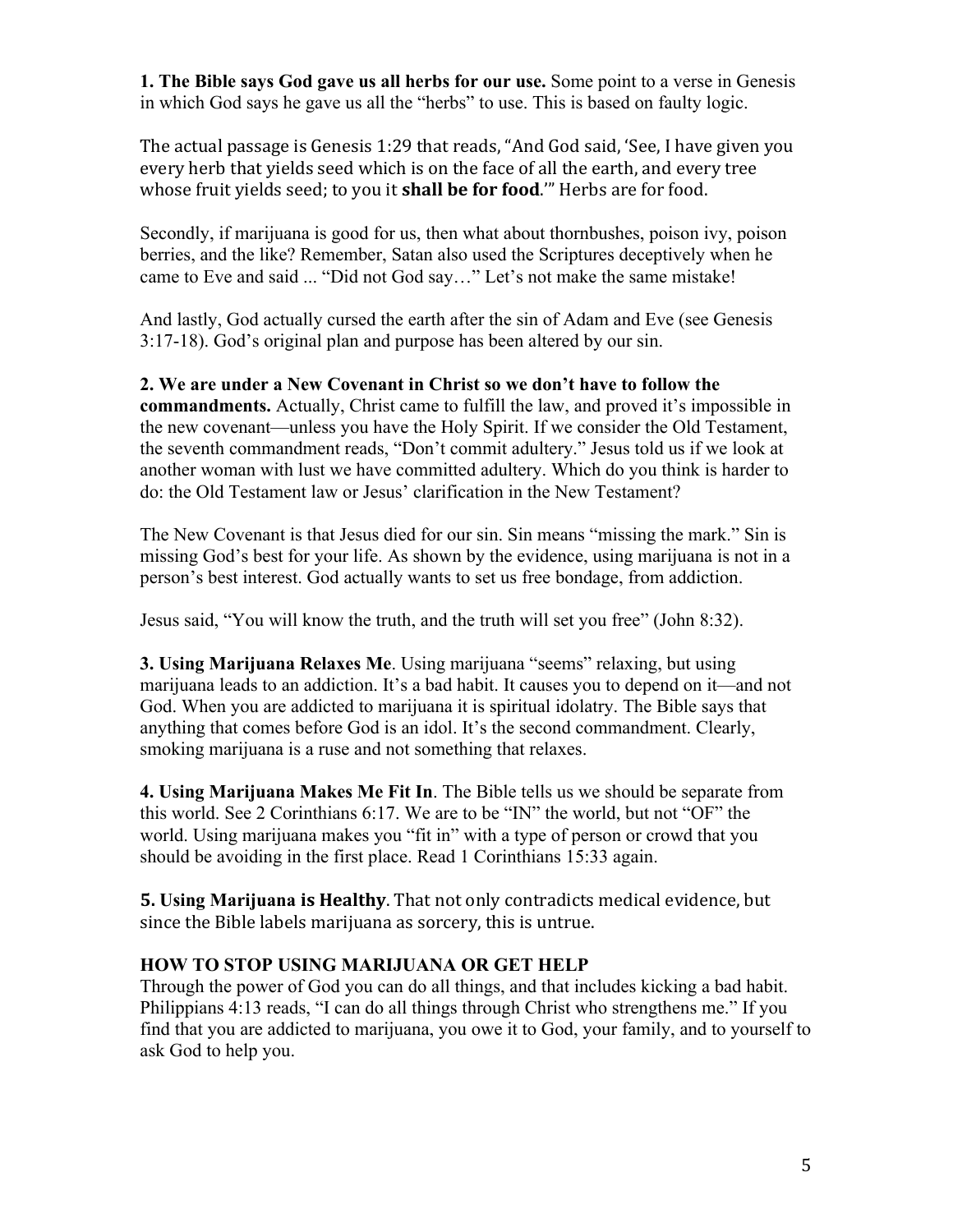**1. The Bible says God gave us all herbs for our use.** Some point to a verse in Genesis in which God says he gave us all the "herbs" to use. This is based on faulty logic.

The actual passage is Genesis 1:29 that reads, "And God said, 'See, I have given you every herb that yields seed which is on the face of all the earth, and every tree whose fruit yields seed; to you it **shall be for food**.'" Herbs are for food.

Secondly, if marijuana is good for us, then what about thornbushes, poison ivy, poison berries, and the like? Remember, Satan also used the Scriptures deceptively when he came to Eve and said ... "Did not God say…" Let's not make the same mistake!

And lastly, God actually cursed the earth after the sin of Adam and Eve (see Genesis 3:17-18). God's original plan and purpose has been altered by our sin.

**2. We are under a New Covenant in Christ so we don't have to follow the commandments.** Actually, Christ came to fulfill the law, and proved it's impossible in the new covenant—unless you have the Holy Spirit. If we consider the Old Testament, the seventh commandment reads, "Don't commit adultery." Jesus told us if we look at another woman with lust we have committed adultery. Which do you think is harder to do: the Old Testament law or Jesus' clarification in the New Testament?

The New Covenant is that Jesus died for our sin. Sin means "missing the mark." Sin is missing God's best for your life. As shown by the evidence, using marijuana is not in a person's best interest. God actually wants to set us free bondage, from addiction.

Jesus said, "You will know the truth, and the truth will set you free" (John 8:32).

**3. Using Marijuana Relaxes Me**. Using marijuana "seems" relaxing, but using marijuana leads to an addiction. It's a bad habit. It causes you to depend on it—and not God. When you are addicted to marijuana it is spiritual idolatry. The Bible says that anything that comes before God is an idol. It's the second commandment. Clearly, smoking marijuana is a ruse and not something that relaxes.

**4. Using Marijuana Makes Me Fit In**. The Bible tells us we should be separate from this world. See 2 Corinthians 6:17. We are to be "IN" the world, but not "OF" the world. Using marijuana makes you "fit in" with a type of person or crowd that you should be avoiding in the first place. Read 1 Corinthians 15:33 again.

**5. Using Marijuana is Healthy**. That not only contradicts medical evidence, but since the Bible labels marijuana as sorcery, this is untrue.

**HOW TO STOP USING MARIJUANA OR GET HELP**

Through the power of God you can do all things, and that includes kicking a bad habit. Philippians 4:13 reads, "I can do all things through Christ who strengthens me." If you find that you are addicted to marijuana, you owe it to God, your family, and to yourself to ask God to help you.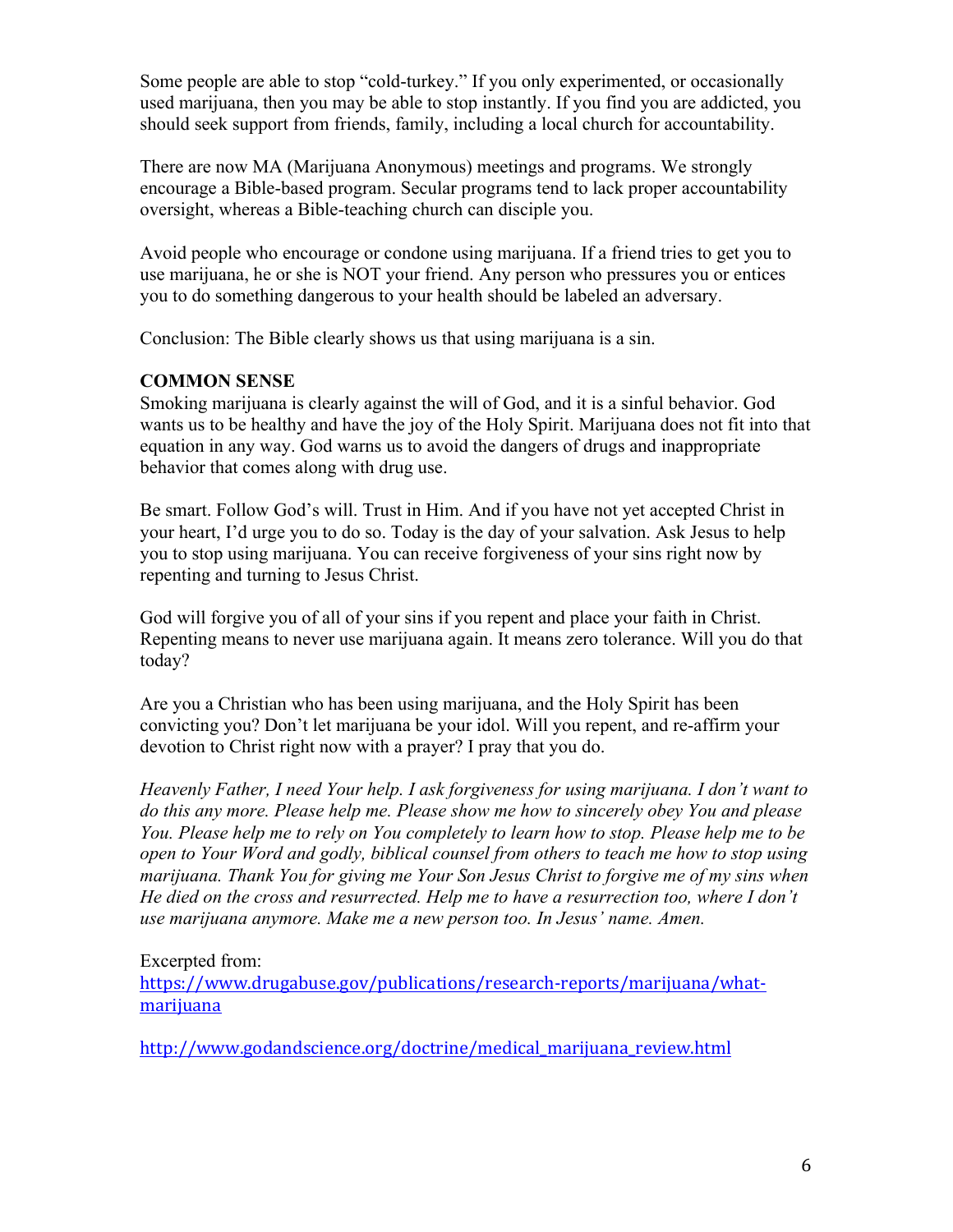Some people are able to stop "cold-turkey." If you only experimented, or occasionally used marijuana, then you may be able to stop instantly. If you find you are addicted, you should seek support from friends, family, including a local church for accountability.

There are now MA (Marijuana Anonymous) meetings and programs. We strongly encourage a Bible-based program. Secular programs tend to lack proper accountability oversight, whereas a Bible-teaching church can disciple you.

Avoid people who encourage or condone using marijuana. If a friend tries to get you to use marijuana, he or she is NOT your friend. Any person who pressures you or entices you to do something dangerous to your health should be labeled an adversary.

Conclusion: The Bible clearly shows us that using marijuana is a sin.

**COMMON SENSE**

Smoking marijuana is clearly against the will of God, and it is a sinful behavior. God wants us to be healthy and have the joy of the Holy Spirit. Marijuana does not fit into that equation in any way. God warns us to avoid the dangers of drugs and inappropriate behavior that comes along with drug use.

Be smart. Follow God's will. Trust in Him. And if you have not yet accepted Christ in your heart, I'd urge you to do so. Today is the day of your salvation. Ask Jesus to help you to stop using marijuana. You can receive forgiveness of your sins right now by repenting and turning to Jesus Christ.

God will forgive you of all of your sins if you repent and place your faith in Christ. Repenting means to never use marijuana again. It means zero tolerance. Will you do that today?

Are you a Christian who has been using marijuana, and the Holy Spirit has been convicting you? Don't let marijuana be your idol. Will you repent, and re-affirm your devotion to Christ right now with a prayer? I pray that you do.

*Heavenly Father, I need Your help. I ask forgiveness for using marijuana. I don't want to do this any more. Please help me. Please show me how to sincerely obey You and please You. Please help me to rely on You completely to learn how to stop. Please help me to be open to Your Word and godly, biblical counsel from others to teach me how to stop using marijuana. Thank You for giving me Your Son Jesus Christ to forgive me of my sins when He died on the cross and resurrected. Help me to have a resurrection too, where I don't use marijuana anymore. Make me a new person too. In Jesus' name. Amen.*

Excerpted from:
https://www.drugabuse.gov/publications/research-reports/marijuana/what-marijuana

http://www.godandscience.org/doctrine/medical_marijuana_review.html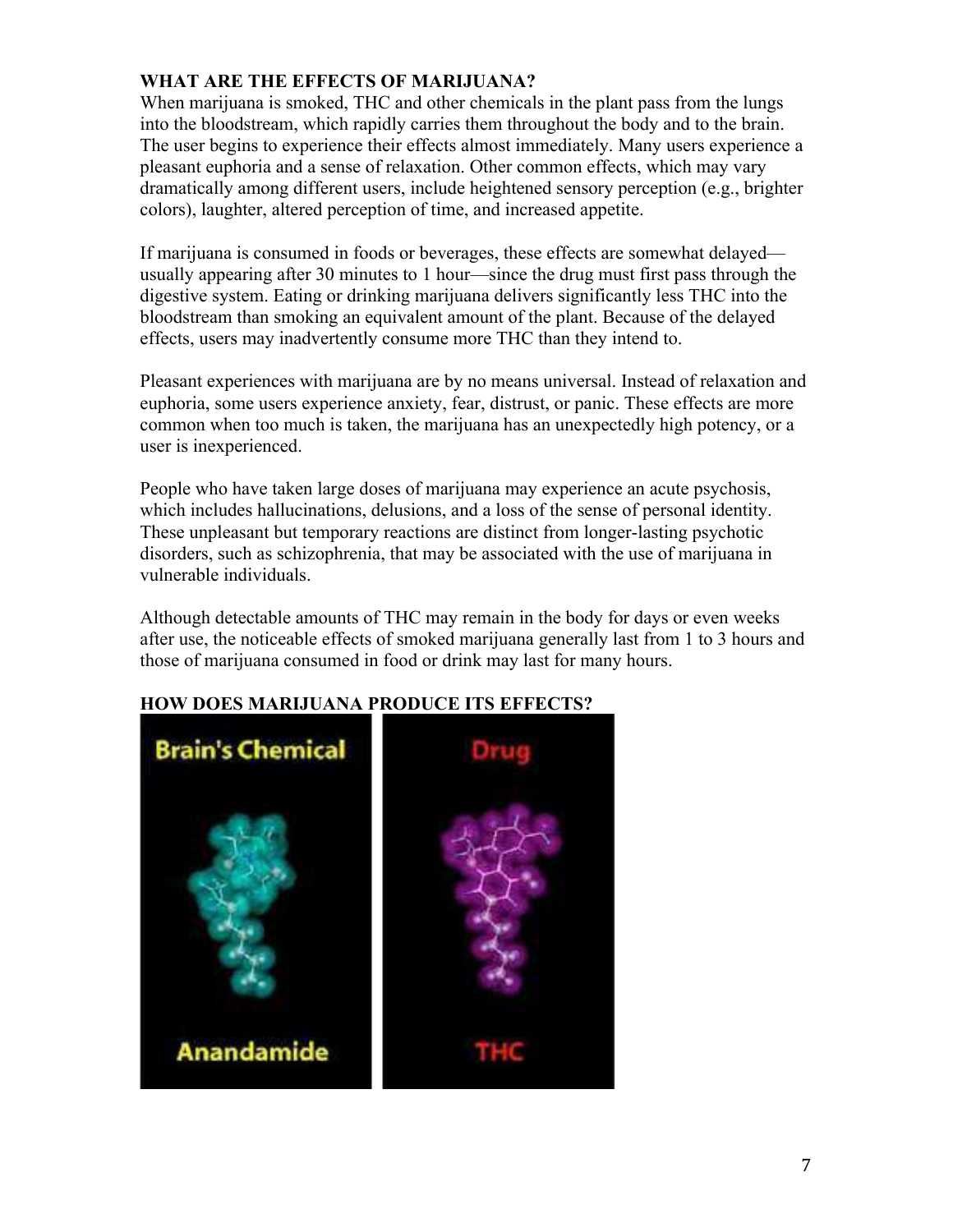## WHAT ARE THE EFFECTS OF MARIJUANA?

When marijuana is smoked, THC and other chemicals in the plant pass from the lungs into the bloodstream, which rapidly carries them throughout the body and to the brain. The user begins to experience their effects almost immediately. Many users experience a pleasant euphoria and a sense of relaxation. Other common effects, which may vary dramatically among different users, include heightened sensory perception (e.g., brighter colors), laughter, altered perception of time, and increased appetite.

If marijuana is consumed in foods or beverages, these effects are somewhat delayed—usually appearing after 30 minutes to 1 hour—since the drug must first pass through the digestive system. Eating or drinking marijuana delivers significantly less THC into the bloodstream than smoking an equivalent amount of the plant. Because of the delayed effects, users may inadvertently consume more THC than they intend to.

Pleasant experiences with marijuana are by no means universal. Instead of relaxation and euphoria, some users experience anxiety, fear, distrust, or panic. These effects are more common when too much is taken, the marijuana has an unexpectedly high potency, or a user is inexperienced.

People who have taken large doses of marijuana may experience an acute psychosis, which includes hallucinations, delusions, and a loss of the sense of personal identity. These unpleasant but temporary reactions are distinct from longer-lasting psychotic disorders, such as schizophrenia, that may be associated with the use of marijuana in vulnerable individuals.

Although detectable amounts of THC may remain in the body for days or even weeks after use, the noticeable effects of smoked marijuana generally last from 1 to 3 hours and those of marijuana consumed in food or drink may last for many hours.

## HOW DOES MARIJUANA PRODUCE ITS EFFECTS?

Brain's Chemical

Anandamide

Drug

THC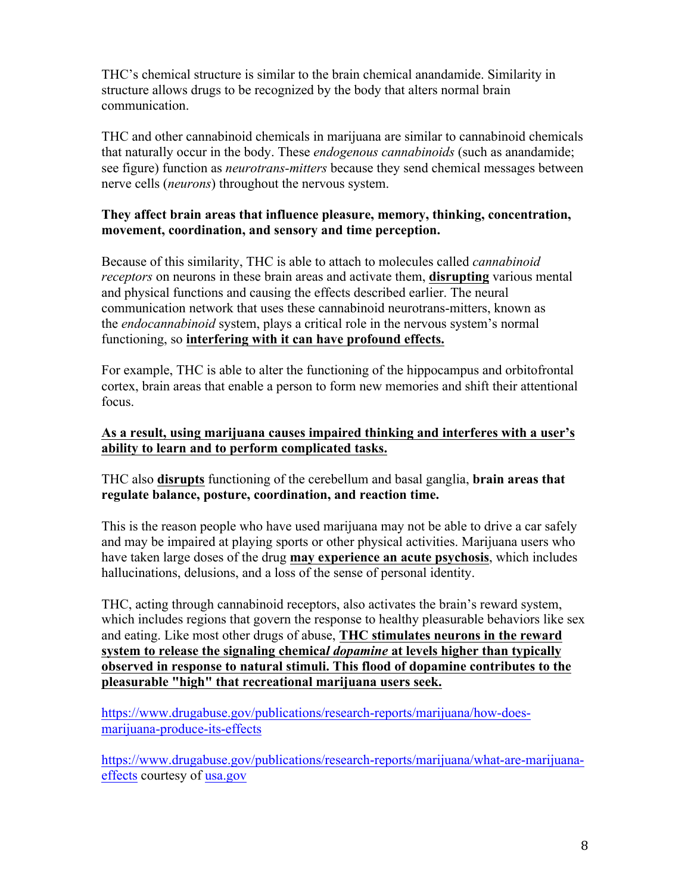THC's chemical structure is similar to the brain chemical anandamide. Similarity in structure allows drugs to be recognized by the body that alters normal brain communication.

THC and other cannabinoid chemicals in marijuana are similar to cannabinoid chemicals that naturally occur in the body. These *endogenous cannabinoids* (such as anandamide; see figure) function as *neurotrans-mitters* because they send chemical messages between nerve cells (*neurons*) throughout the nervous system.

**They affect brain areas that influence pleasure, memory, thinking, concentration, movement, coordination, and sensory and time perception.**

Because of this similarity, THC is able to attach to molecules called *cannabinoid receptors* on neurons in these brain areas and activate them, <u>**disrupting**</u> various mental and physical functions and causing the effects described earlier. The neural communication network that uses these cannabinoid neurotrans-mitters, known as the *endocannabinoid* system, plays a critical role in the nervous system's normal functioning, so <u>**interfering with it can have profound effects.**</u>

For example, THC is able to alter the functioning of the hippocampus and orbitofrontal cortex, brain areas that enable a person to form new memories and shift their attentional focus.

<u>**As a result, using marijuana causes impaired thinking and interferes with a user's ability to learn and to perform complicated tasks.**</u>

THC also <u>**disrupts**</u> functioning of the cerebellum and basal ganglia, **brain areas that regulate balance, posture, coordination, and reaction time.**

This is the reason people who have used marijuana may not be able to drive a car safely and may be impaired at playing sports or other physical activities. Marijuana users who have taken large doses of the drug <u>**may experience an acute psychosis**</u>, which includes hallucinations, delusions, and a loss of the sense of personal identity.

THC, acting through cannabinoid receptors, also activates the brain's reward system, which includes regions that govern the response to healthy pleasurable behaviors like sex and eating. Like most other drugs of abuse, <u>**THC stimulates neurons in the reward system to release the signaling chemical *dopamine* at levels higher than typically observed in response to natural stimuli. This flood of dopamine contributes to the pleasurable "high" that recreational marijuana users seek.**</u>

https://www.drugabuse.gov/publications/research-reports/marijuana/how-does-marijuana-produce-its-effects

https://www.drugabuse.gov/publications/research-reports/marijuana/what-are-marijuana-effects courtesy of usa.gov